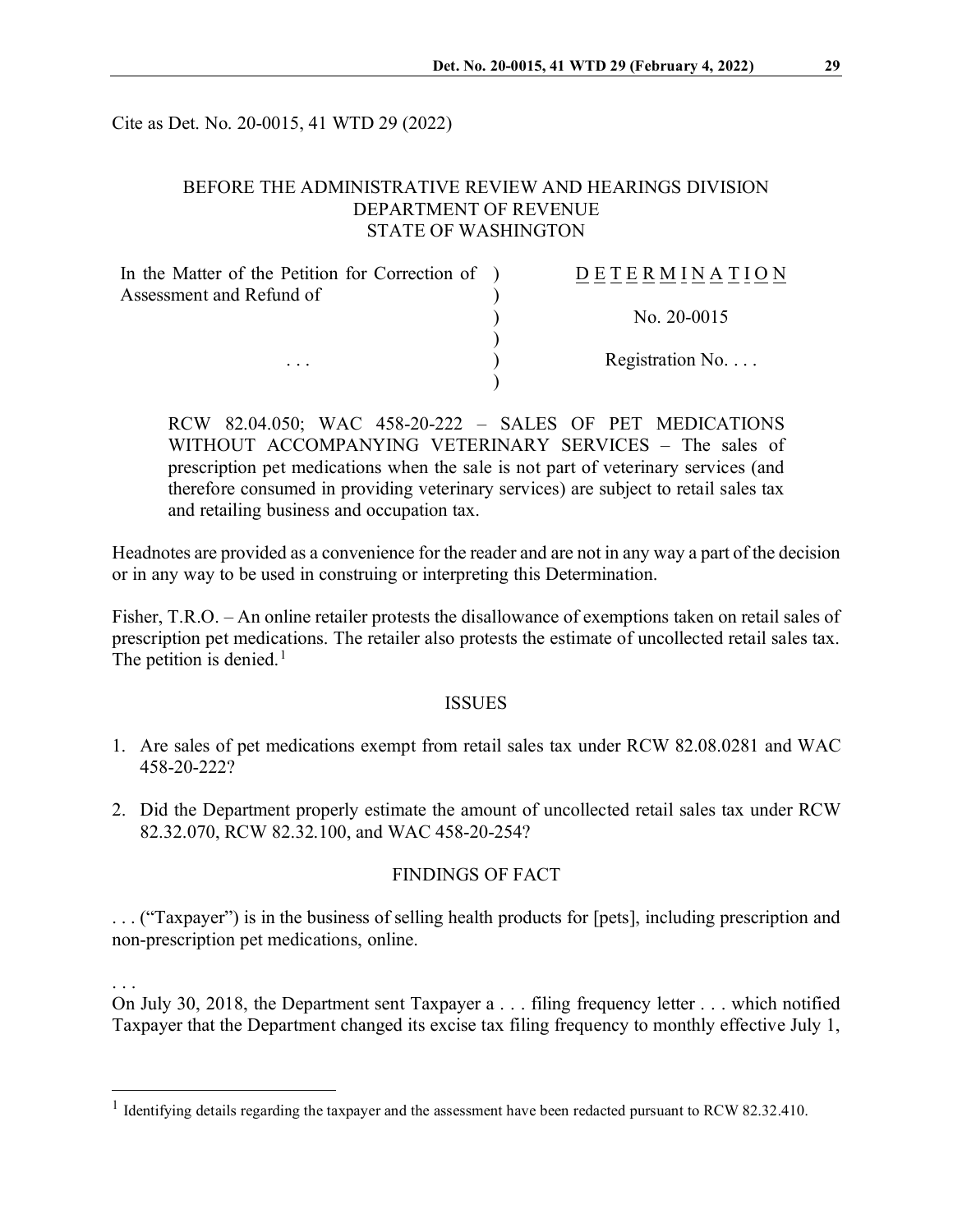Cite as Det. No. 20-0015, 41 WTD 29 (2022)

BEFORE THE ADMINISTRATIVE REVIEW AND HEARINGS DIVISION
DEPARTMENT OF REVENUE
STATE OF WASHINGTON

| | |
|---|---|
| In the Matter of the Petition for Correction of Assessment and Refund of | D E T E R M I N A T I O N |
| | No. 20-0015 |
| . . . | Registration No. . . . |

RCW 82.04.050; WAC 458-20-222 – SALES OF PET MEDICATIONS WITHOUT ACCOMPANYING VETERINARY SERVICES – The sales of prescription pet medications when the sale is not part of veterinary services (and therefore consumed in providing veterinary services) are subject to retail sales tax and retailing business and occupation tax.

Headnotes are provided as a convenience for the reader and are not in any way a part of the decision or in any way to be used in construing or interpreting this Determination.

Fisher, T.R.O. – An online retailer protests the disallowance of exemptions taken on retail sales of prescription pet medications. The retailer also protests the estimate of uncollected retail sales tax. The petition is denied.[1]

## ISSUES

1. Are sales of pet medications exempt from retail sales tax under RCW 82.08.0281 and WAC 458-20-222?
2. Did the Department properly estimate the amount of uncollected retail sales tax under RCW 82.32.070, RCW 82.32.100, and WAC 458-20-254?

## FINDINGS OF FACT

. . . ("Taxpayer") is in the business of selling health products for [pets], including prescription and non-prescription pet medications, online.

. . .

On July 30, 2018, the Department sent Taxpayer a . . . filing frequency letter . . . which notified Taxpayer that the Department changed its excise tax filing frequency to monthly effective July 1,

[1] Identifying details regarding the taxpayer and the assessment have been redacted pursuant to RCW 82.32.410.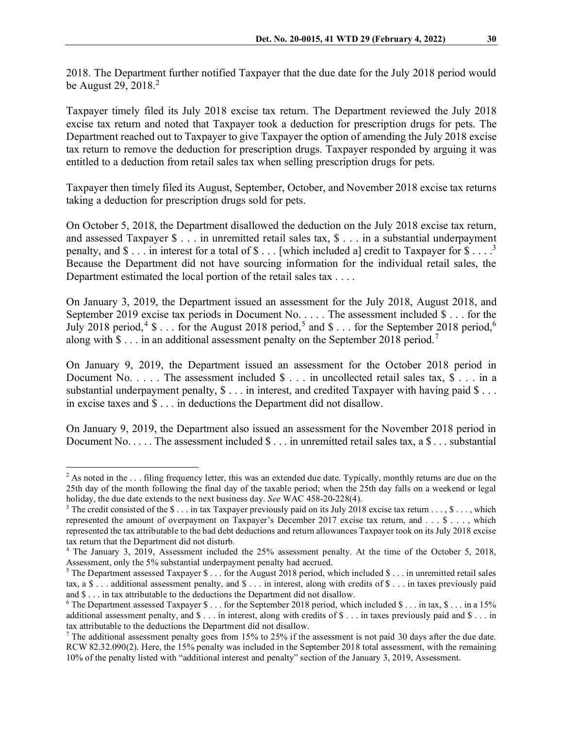2018. The Department further notified Taxpayer that the due date for the July 2018 period would be August 29, 2018.[2]

Taxpayer timely filed its July 2018 excise tax return. The Department reviewed the July 2018 excise tax return and noted that Taxpayer took a deduction for prescription drugs for pets. The Department reached out to Taxpayer to give Taxpayer the option of amending the July 2018 excise tax return to remove the deduction for prescription drugs. Taxpayer responded by arguing it was entitled to a deduction from retail sales tax when selling prescription drugs for pets.

Taxpayer then timely filed its August, September, October, and November 2018 excise tax returns taking a deduction for prescription drugs sold for pets.

On October 5, 2018, the Department disallowed the deduction on the July 2018 excise tax return, and assessed Taxpayer $ . . . in unremitted retail sales tax, $ . . . in a substantial underpayment penalty, and $ . . . in interest for a total of $ . . . [which included a] credit to Taxpayer for $ . . . .[3] Because the Department did not have sourcing information for the individual retail sales, the Department estimated the local portion of the retail sales tax . . . .

On January 3, 2019, the Department issued an assessment for the July 2018, August 2018, and September 2019 excise tax periods in Document No. . . . . The assessment included $ . . . for the July 2018 period,[4] $ . . . for the August 2018 period,[5] and $ . . . for the September 2018 period,[6] along with $ . . . in an additional assessment penalty on the September 2018 period.[7]

On January 9, 2019, the Department issued an assessment for the October 2018 period in Document No. . . . . The assessment included $ . . . in uncollected retail sales tax, $ . . . in a substantial underpayment penalty, $ . . . in interest, and credited Taxpayer with having paid $ . . . in excise taxes and $ . . . in deductions the Department did not disallow.

On January 9, 2019, the Department also issued an assessment for the November 2018 period in Document No. . . . . The assessment included $ . . . in unremitted retail sales tax, a $ . . . substantial

---

[2] As noted in the . . . filing frequency letter, this was an extended due date. Typically, monthly returns are due on the 25th day of the month following the final day of the taxable period; when the 25th day falls on a weekend or legal holiday, the due date extends to the next business day. *See* WAC 458-20-228(4).

[3] The credit consisted of the $ . . . in tax Taxpayer previously paid on its July 2018 excise tax return . . . , $ . . . , which represented the amount of overpayment on Taxpayer's December 2017 excise tax return, and . . . $ . . . , which represented the tax attributable to the bad debt deductions and return allowances Taxpayer took on its July 2018 excise tax return that the Department did not disturb.

[4] The January 3, 2019, Assessment included the 25% assessment penalty. At the time of the October 5, 2018, Assessment, only the 5% substantial underpayment penalty had accrued.

[5] The Department assessed Taxpayer $ . . . for the August 2018 period, which included $ . . . in unremitted retail sales tax, a $ . . . additional assessment penalty, and $ . . . in interest, along with credits of $ . . . in taxes previously paid and $ . . . in tax attributable to the deductions the Department did not disallow.

[6] The Department assessed Taxpayer $ . . . for the September 2018 period, which included $ . . . in tax, $ . . . in a 15% additional assessment penalty, and $ . . . in interest, along with credits of $ . . . in taxes previously paid and $ . . . in tax attributable to the deductions the Department did not disallow.

[7] The additional assessment penalty goes from 15% to 25% if the assessment is not paid 30 days after the due date. RCW 82.32.090(2). Here, the 15% penalty was included in the September 2018 total assessment, with the remaining 10% of the penalty listed with "additional interest and penalty" section of the January 3, 2019, Assessment.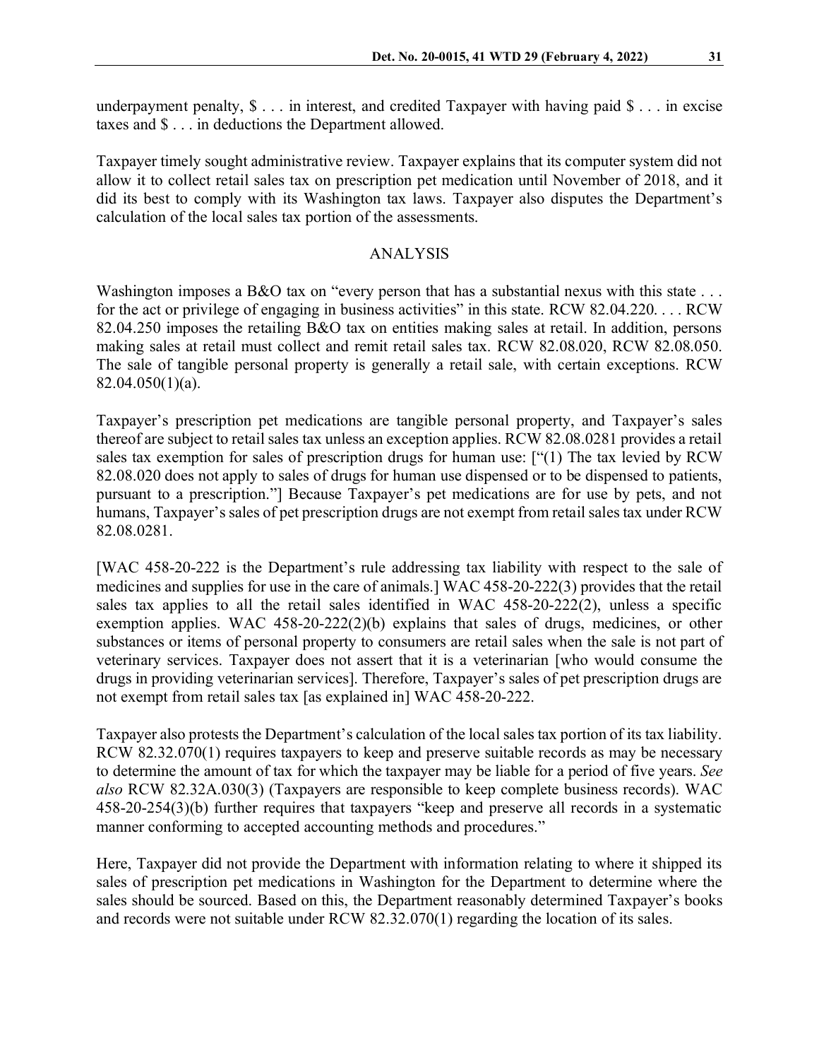underpayment penalty, $ . . . in interest, and credited Taxpayer with having paid $ . . . in excise taxes and $ . . . in deductions the Department allowed.

Taxpayer timely sought administrative review. Taxpayer explains that its computer system did not allow it to collect retail sales tax on prescription pet medication until November of 2018, and it did its best to comply with its Washington tax laws. Taxpayer also disputes the Department's calculation of the local sales tax portion of the assessments.

## ANALYSIS

Washington imposes a B&O tax on "every person that has a substantial nexus with this state . . . for the act or privilege of engaging in business activities" in this state. RCW 82.04.220. . . . RCW 82.04.250 imposes the retailing B&O tax on entities making sales at retail. In addition, persons making sales at retail must collect and remit retail sales tax. RCW 82.08.020, RCW 82.08.050. The sale of tangible personal property is generally a retail sale, with certain exceptions. RCW 82.04.050(1)(a).

Taxpayer's prescription pet medications are tangible personal property, and Taxpayer's sales thereof are subject to retail sales tax unless an exception applies. RCW 82.08.0281 provides a retail sales tax exemption for sales of prescription drugs for human use: ["(1) The tax levied by RCW 82.08.020 does not apply to sales of drugs for human use dispensed or to be dispensed to patients, pursuant to a prescription."] Because Taxpayer's pet medications are for use by pets, and not humans, Taxpayer's sales of pet prescription drugs are not exempt from retail sales tax under RCW 82.08.0281.

[WAC 458-20-222 is the Department's rule addressing tax liability with respect to the sale of medicines and supplies for use in the care of animals.] WAC 458-20-222(3) provides that the retail sales tax applies to all the retail sales identified in WAC 458-20-222(2), unless a specific exemption applies. WAC 458-20-222(2)(b) explains that sales of drugs, medicines, or other substances or items of personal property to consumers are retail sales when the sale is not part of veterinary services. Taxpayer does not assert that it is a veterinarian [who would consume the drugs in providing veterinarian services]. Therefore, Taxpayer's sales of pet prescription drugs are not exempt from retail sales tax [as explained in] WAC 458-20-222.

Taxpayer also protests the Department's calculation of the local sales tax portion of its tax liability. RCW 82.32.070(1) requires taxpayers to keep and preserve suitable records as may be necessary to determine the amount of tax for which the taxpayer may be liable for a period of five years. *See also* RCW 82.32A.030(3) (Taxpayers are responsible to keep complete business records). WAC 458-20-254(3)(b) further requires that taxpayers "keep and preserve all records in a systematic manner conforming to accepted accounting methods and procedures."

Here, Taxpayer did not provide the Department with information relating to where it shipped its sales of prescription pet medications in Washington for the Department to determine where the sales should be sourced. Based on this, the Department reasonably determined Taxpayer's books and records were not suitable under RCW 82.32.070(1) regarding the location of its sales.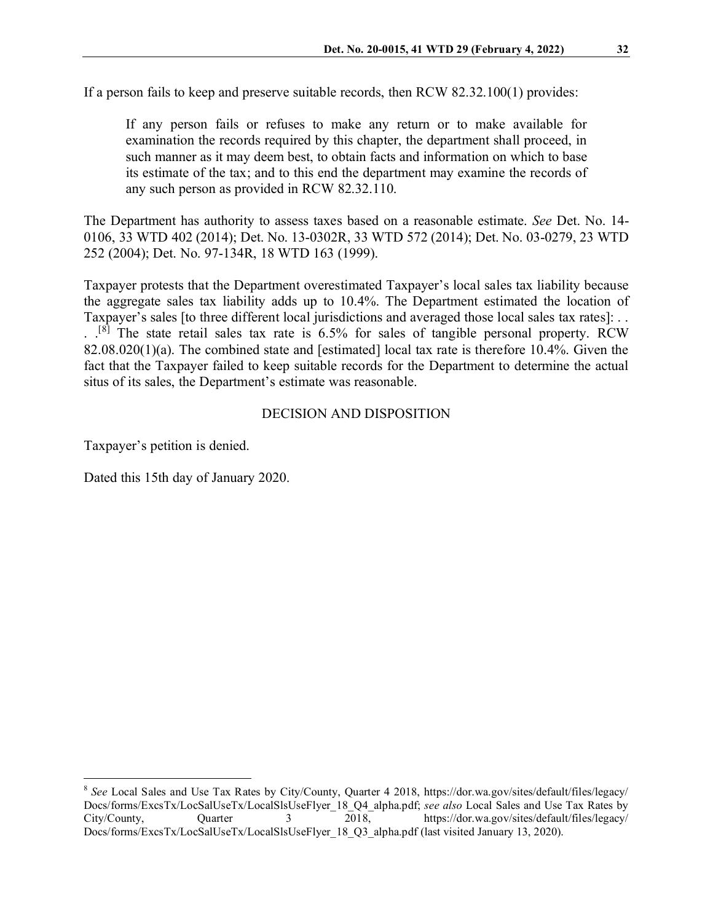If a person fails to keep and preserve suitable records, then RCW 82.32.100(1) provides:

> If any person fails or refuses to make any return or to make available for examination the records required by this chapter, the department shall proceed, in such manner as it may deem best, to obtain facts and information on which to base its estimate of the tax; and to this end the department may examine the records of any such person as provided in RCW 82.32.110.

The Department has authority to assess taxes based on a reasonable estimate. *See* Det. No. 14-0106, 33 WTD 402 (2014); Det. No. 13-0302R, 33 WTD 572 (2014); Det. No. 03-0279, 23 WTD 252 (2004); Det. No. 97-134R, 18 WTD 163 (1999).

Taxpayer protests that the Department overestimated Taxpayer's local sales tax liability because the aggregate sales tax liability adds up to 10.4%. The Department estimated the location of Taxpayer's sales [to three different local jurisdictions and averaged those local sales tax rates]: . . .[8] The state retail sales tax rate is 6.5% for sales of tangible personal property. RCW 82.08.020(1)(a). The combined state and [estimated] local tax rate is therefore 10.4%. Given the fact that the Taxpayer failed to keep suitable records for the Department to determine the actual situs of its sales, the Department's estimate was reasonable.

## DECISION AND DISPOSITION

Taxpayer's petition is denied.

Dated this 15th day of January 2020.

---

[8] *See* Local Sales and Use Tax Rates by City/County, Quarter 4 2018, https://dor.wa.gov/sites/default/files/legacy/Docs/forms/ExcsTx/LocSalUseTx/LocalSlsUseFlyer_18_Q4_alpha.pdf; *see also* Local Sales and Use Tax Rates by City/County, Quarter 3 2018, https://dor.wa.gov/sites/default/files/legacy/Docs/forms/ExcsTx/LocSalUseTx/LocalSlsUseFlyer_18_Q3_alpha.pdf (last visited January 13, 2020).